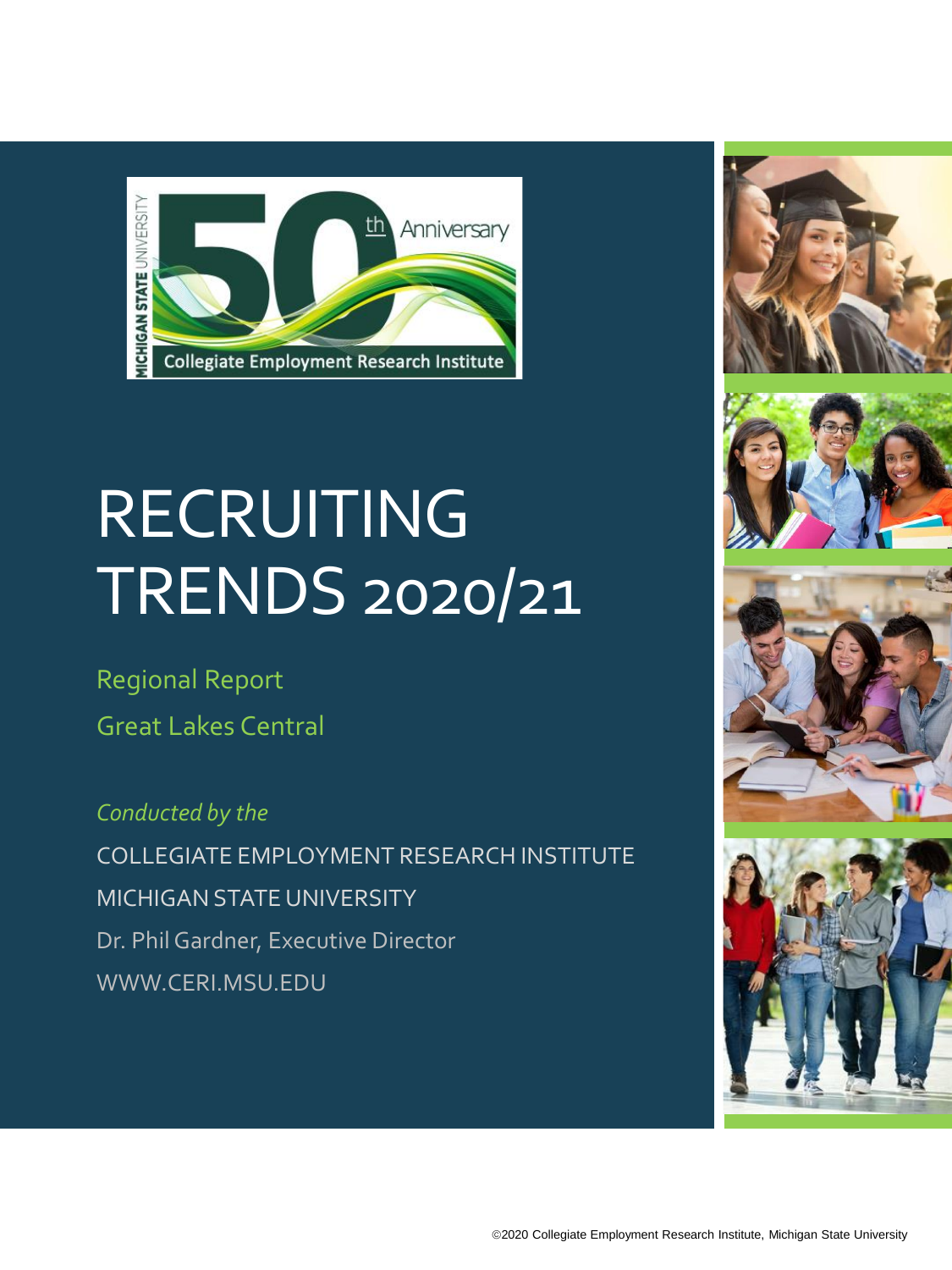# RECRUITING TRENDS 2020/21

## Regional Report
## Great Lakes Central

*Conducted by the*

COLLEGIATE EMPLOYMENT RESEARCH INSTITUTE

MICHIGAN STATE UNIVERSITY

Dr. Phil Gardner, Executive Director

WWW.CERI.MSU.EDU

©2020 Collegiate Employment Research Institute, Michigan State University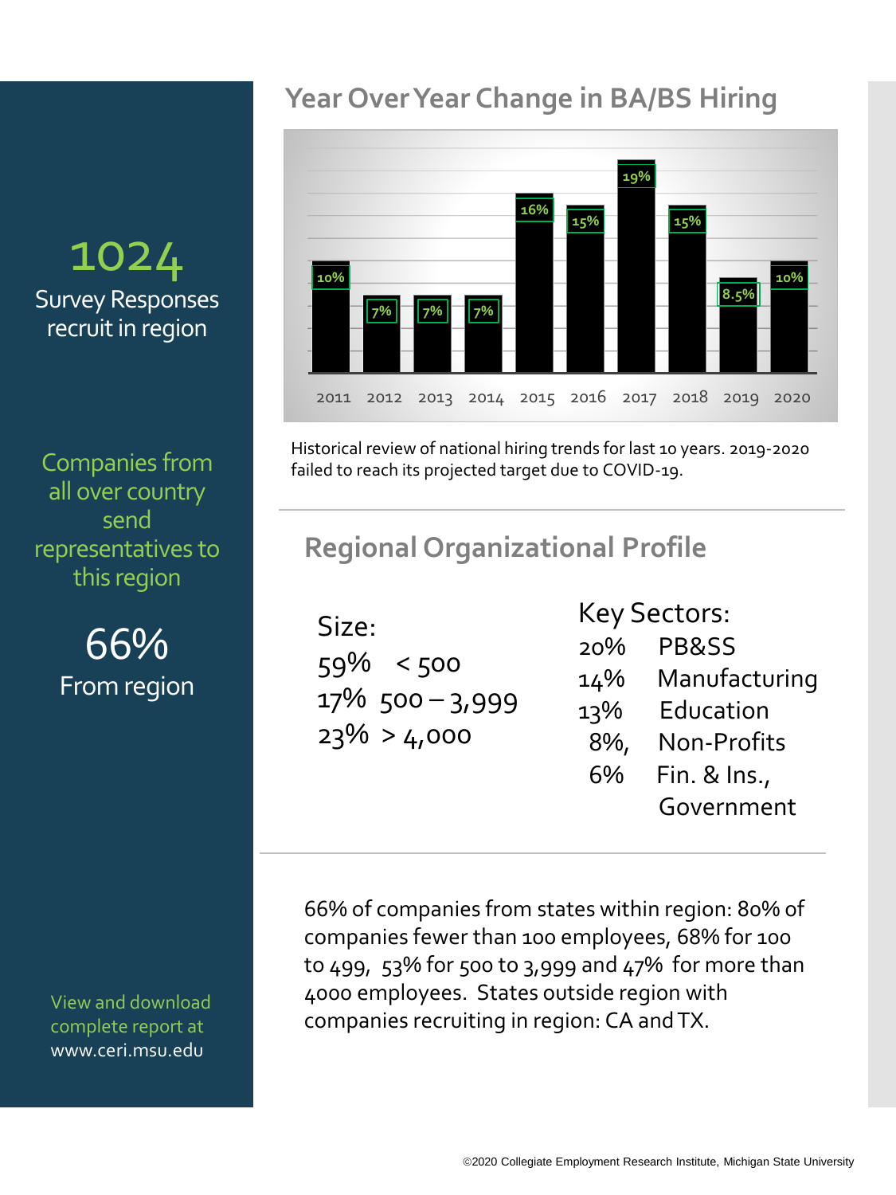1024

Survey Responses recruit in region

Companies from all over country send representatives to this region

66%

From region

View and download complete report at www.ceri.msu.edu

## Year Over Year Change in BA/BS Hiring

| Year | Change |
|---|---|
| 2011 | 10% |
| 2012 | 7% |
| 2013 | 7% |
| 2014 | 7% |
| 2015 | 16% |
| 2016 | 15% |
| 2017 | 19% |
| 2018 | 15% |
| 2019 | 8.5% |
| 2020 | 10% |

Historical review of national hiring trends for last 10 years. 2019-2020 failed to reach its projected target due to COVID-19.

## Regional Organizational Profile

Size:

59% < 500

17% 500 – 3,999

23% > 4,000

Key Sectors:

20% PB&SS

14% Manufacturing

13% Education

8%, Non-Profits

6% Fin. & Ins., Government

66% of companies from states within region: 80% of companies fewer than 100 employees, 68% for 100 to 499, 53% for 500 to 3,999 and 47% for more than 4000 employees. States outside region with companies recruiting in region: CA and TX.

©2020 Collegiate Employment Research Institute, Michigan State University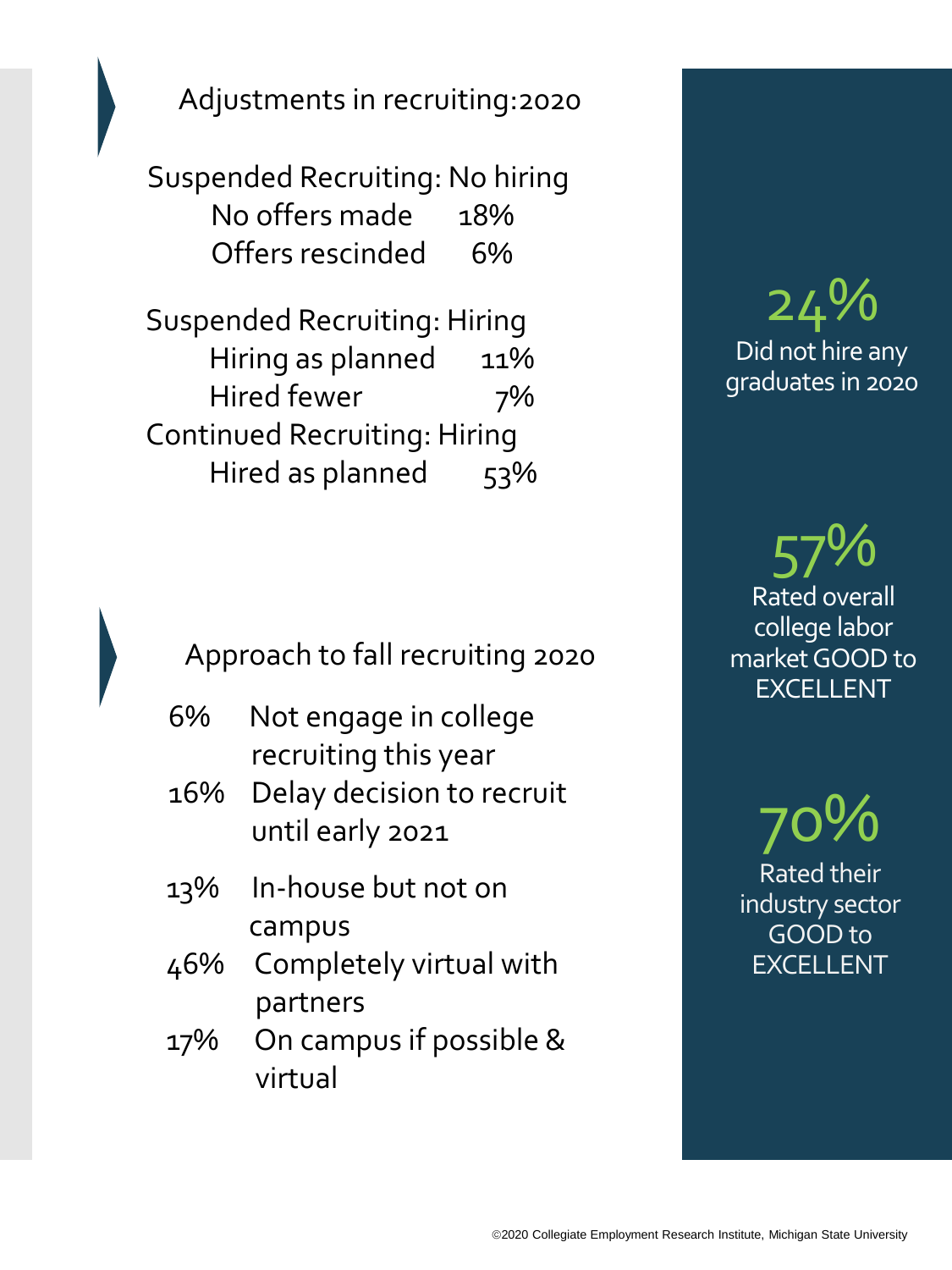## Adjustments in recruiting:2020

**Suspended Recruiting: No hiring**

- No offers made 18%
- Offers rescinded 6%

**Suspended Recruiting: Hiring**

- Hiring as planned 11%
- Hired fewer 7%

**Continued Recruiting: Hiring**

- Hired as planned 53%

## Approach to fall recruiting 2020

- 6% Not engage in college recruiting this year
- 16% Delay decision to recruit until early 2021
- 13% In-house but not on campus
- 46% Completely virtual with partners
- 17% On campus if possible & virtual

**24%**
Did not hire any graduates in 2020

**57%**
Rated overall college labor market GOOD to EXCELLENT

**70%**
Rated their industry sector GOOD to EXCELLENT

©2020 Collegiate Employment Research Institute, Michigan State University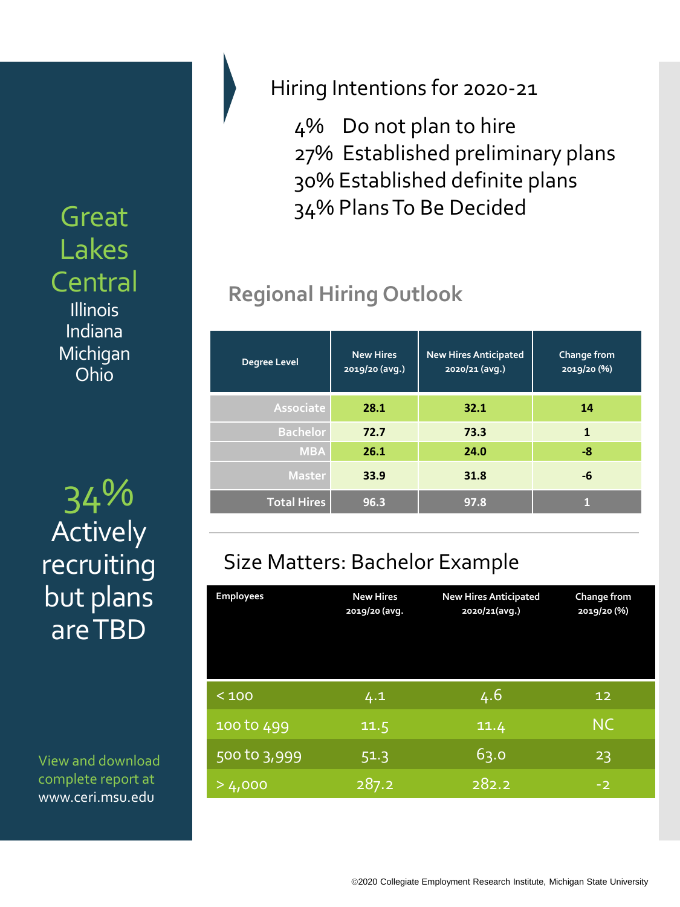# Great Lakes Central

Illinois
Indiana
Michigan
Ohio

## Hiring Intentions for 2020-21

- 4% Do not plan to hire
- 27% Established preliminary plans
- 30% Established definite plans
- 34% Plans To Be Decided

## Regional Hiring Outlook

| Degree Level | New Hires 2019/20 (avg.) | New Hires Anticipated 2020/21 (avg.) | Change from 2019/20 (%) |
|---|---|---|---|
| Associate | 28.1 | 32.1 | 14 |
| Bachelor | 72.7 | 73.3 | 1 |
| MBA | 26.1 | 24.0 | -8 |
| Master | 33.9 | 31.8 | -6 |
| Total Hires | 96.3 | 97.8 | 1 |

**34%** Actively recruiting but plans are TBD

## Size Matters: Bachelor Example

| Employees | New Hires 2019/20 (avg. | New Hires Anticipated 2020/21(avg.) | Change from 2019/20 (%) |
|---|---|---|---|
| < 100 | 4.1 | 4.6 | 12 |
| 100 to 499 | 11.5 | 11.4 | NC |
| 500 to 3,999 | 51.3 | 63.0 | 23 |
| > 4,000 | 287.2 | 282.2 | -2 |

View and download complete report at www.ceri.msu.edu

©2020 Collegiate Employment Research Institute, Michigan State University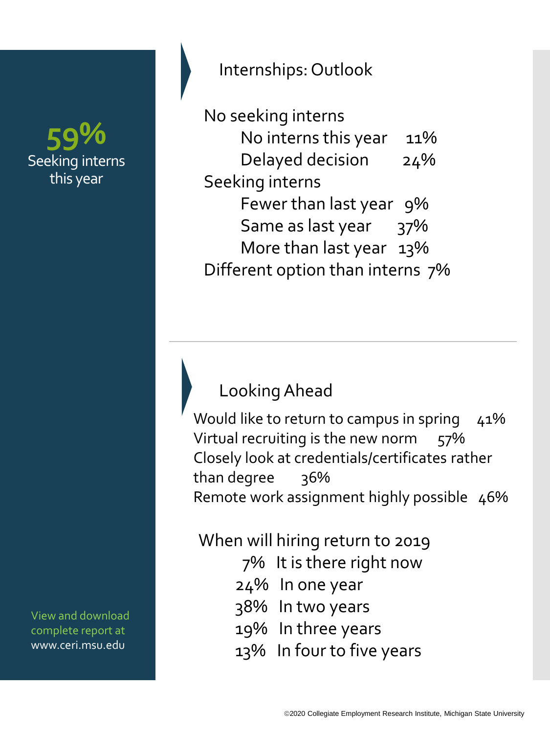**59%**
Seeking interns this year

View and download complete report at www.ceri.msu.edu

## Internships: Outlook

No seeking interns
- No interns this year 11%
- Delayed decision 24%

Seeking interns
- Fewer than last year 9%
- Same as last year 37%
- More than last year 13%

Different option than interns 7%

## Looking Ahead

Would like to return to campus in spring 41%
Virtual recruiting is the new norm 57%
Closely look at credentials/certificates rather than degree 36%
Remote work assignment highly possible 46%

When will hiring return to 2019
- 7% It is there right now
- 24% In one year
- 38% In two years
- 19% In three years
- 13% In four to five years

©2020 Collegiate Employment Research Institute, Michigan State University